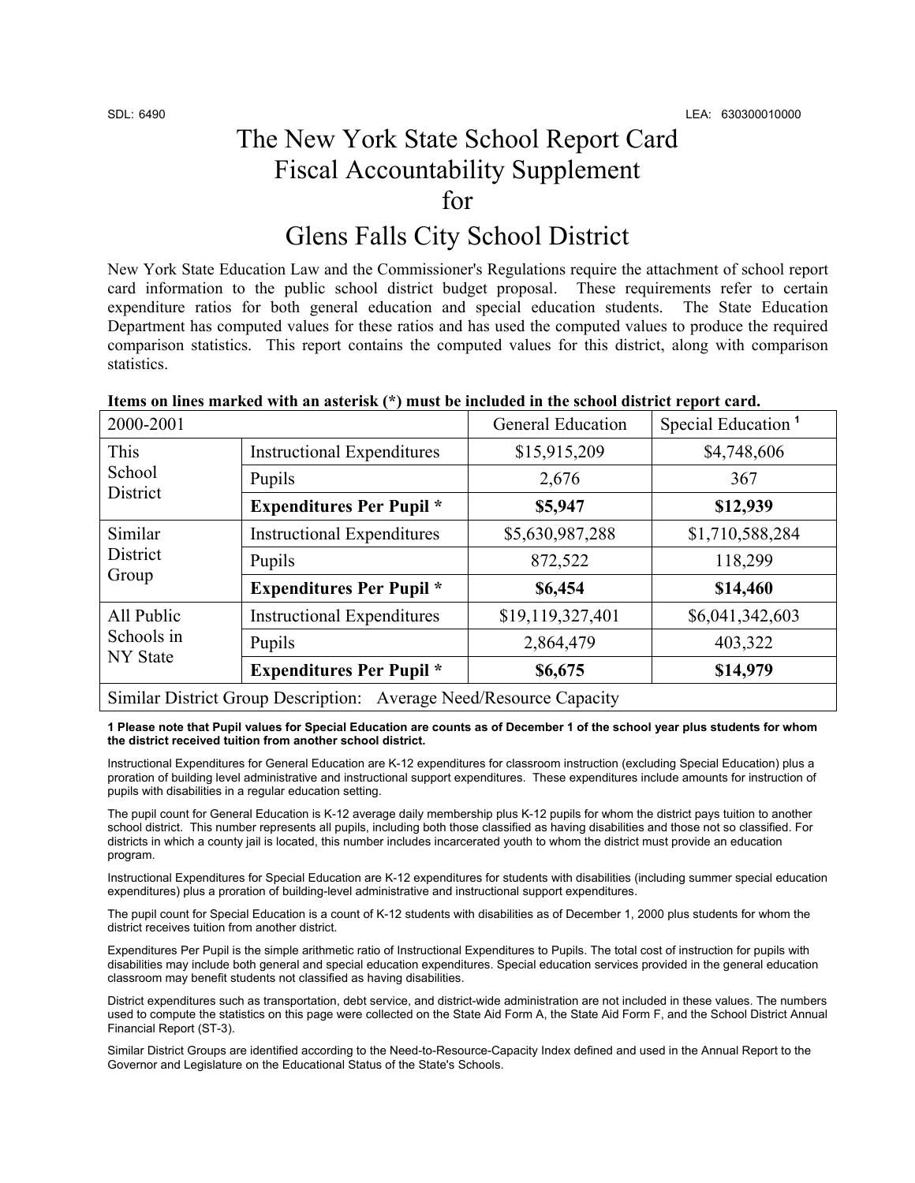SDL: 6490 LEA: 630300010000

# The New York State School Report Card Fiscal Accountability Supplement for Glens Falls City School District

New York State Education Law and the Commissioner's Regulations require the attachment of school report card information to the public school district budget proposal. These requirements refer to certain expenditure ratios for both general education and special education students. The State Education Department has computed values for these ratios and has used the computed values to produce the required comparison statistics. This report contains the computed values for this district, along with comparison statistics.

**Items on lines marked with an asterisk (*) must be included in the school district report card.**

| 2000-2001 | | General Education | Special Education [1] |
|---|---|---|---|
| This School District | Instructional Expenditures | $15,915,209 | $4,748,606 |
| | Pupils | 2,676 | 367 |
| | **Expenditures Per Pupil *** | **$5,947** | **$12,939** |
| Similar District Group | Instructional Expenditures | $5,630,987,288 | $1,710,588,284 |
| | Pupils | 872,522 | 118,299 |
| | **Expenditures Per Pupil *** | **$6,454** | **$14,460** |
| All Public Schools in NY State | Instructional Expenditures | $19,119,327,401 | $6,041,342,603 |
| | Pupils | 2,864,479 | 403,322 |
| | **Expenditures Per Pupil *** | **$6,675** | **$14,979** |
| Similar District Group Description: Average Need/Resource Capacity | | | |

**1 Please note that Pupil values for Special Education are counts as of December 1 of the school year plus students for whom the district received tuition from another school district.**

Instructional Expenditures for General Education are K-12 expenditures for classroom instruction (excluding Special Education) plus a proration of building level administrative and instructional support expenditures. These expenditures include amounts for instruction of pupils with disabilities in a regular education setting.

The pupil count for General Education is K-12 average daily membership plus K-12 pupils for whom the district pays tuition to another school district. This number represents all pupils, including both those classified as having disabilities and those not so classified. For districts in which a county jail is located, this number includes incarcerated youth to whom the district must provide an education program.

Instructional Expenditures for Special Education are K-12 expenditures for students with disabilities (including summer special education expenditures) plus a proration of building-level administrative and instructional support expenditures.

The pupil count for Special Education is a count of K-12 students with disabilities as of December 1, 2000 plus students for whom the district receives tuition from another district.

Expenditures Per Pupil is the simple arithmetic ratio of Instructional Expenditures to Pupils. The total cost of instruction for pupils with disabilities may include both general and special education expenditures. Special education services provided in the general education classroom may benefit students not classified as having disabilities.

District expenditures such as transportation, debt service, and district-wide administration are not included in these values. The numbers used to compute the statistics on this page were collected on the State Aid Form A, the State Aid Form F, and the School District Annual Financial Report (ST-3).

Similar District Groups are identified according to the Need-to-Resource-Capacity Index defined and used in the Annual Report to the Governor and Legislature on the Educational Status of the State's Schools.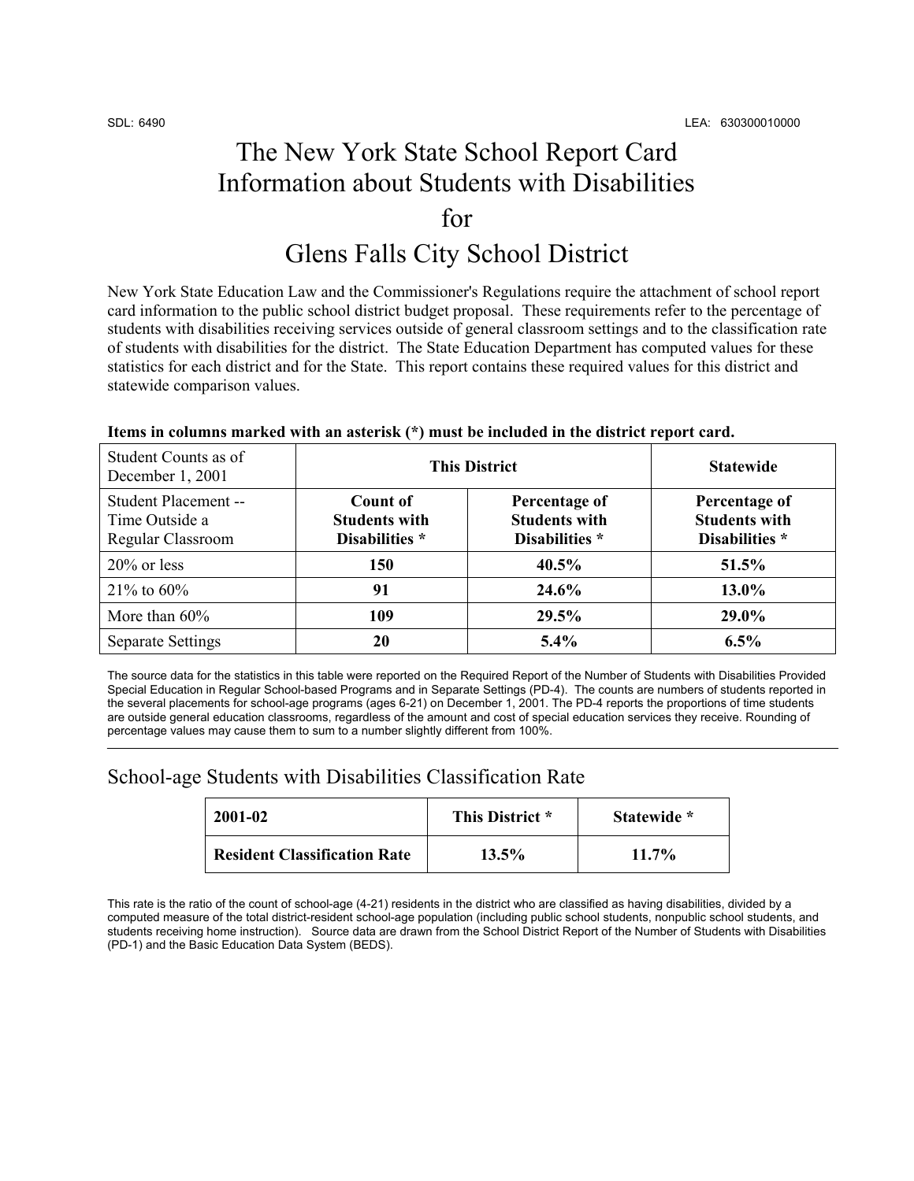SDL: 6490 LEA: 630300010000

# The New York State School Report Card Information about Students with Disabilities for Glens Falls City School District

New York State Education Law and the Commissioner's Regulations require the attachment of school report card information to the public school district budget proposal. These requirements refer to the percentage of students with disabilities receiving services outside of general classroom settings and to the classification rate of students with disabilities for the district. The State Education Department has computed values for these statistics for each district and for the State. This report contains these required values for this district and statewide comparison values.

**Items in columns marked with an asterisk (*) must be included in the district report card.**

| Student Counts as of December 1, 2001 | **This District** | | **Statewide** |
|---|---|---|---|
| Student Placement -- Time Outside a Regular Classroom | **Count of Students with Disabilities *** | **Percentage of Students with Disabilities *** | **Percentage of Students with Disabilities *** |
| 20% or less | **150** | **40.5%** | **51.5%** |
| 21% to 60% | **91** | **24.6%** | **13.0%** |
| More than 60% | **109** | **29.5%** | **29.0%** |
| Separate Settings | **20** | **5.4%** | **6.5%** |

The source data for the statistics in this table were reported on the Required Report of the Number of Students with Disabilities Provided Special Education in Regular School-based Programs and in Separate Settings (PD-4). The counts are numbers of students reported in the several placements for school-age programs (ages 6-21) on December 1, 2001. The PD-4 reports the proportions of time students are outside general education classrooms, regardless of the amount and cost of special education services they receive. Rounding of percentage values may cause them to sum to a number slightly different from 100%.

## School-age Students with Disabilities Classification Rate

| **2001-02** | **This District *** | **Statewide *** |
|---|---|---|
| **Resident Classification Rate** | **13.5%** | **11.7%** |

This rate is the ratio of the count of school-age (4-21) residents in the district who are classified as having disabilities, divided by a computed measure of the total district-resident school-age population (including public school students, nonpublic school students, and students receiving home instruction). Source data are drawn from the School District Report of the Number of Students with Disabilities (PD-1) and the Basic Education Data System (BEDS).